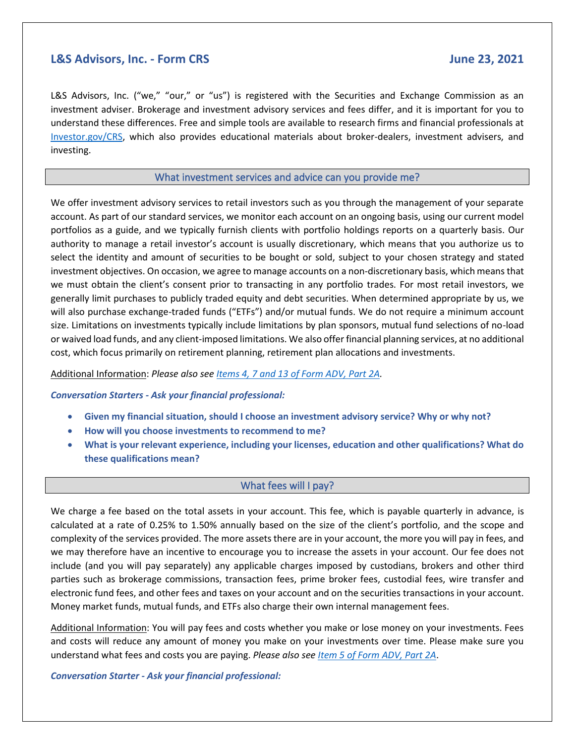# L&S Advisors, Inc. - Form CRS

**June 23, 2021**

L&S Advisors, Inc. ("we," "our," or "us") is registered with the Securities and Exchange Commission as an investment adviser. Brokerage and investment advisory services and fees differ, and it is important for you to understand these differences. Free and simple tools are available to research firms and financial professionals at [Investor.gov/CRS](Investor.gov/CRS), which also provides educational materials about broker-dealers, investment advisers, and investing.

## What investment services and advice can you provide me?

We offer investment advisory services to retail investors such as you through the management of your separate account. As part of our standard services, we monitor each account on an ongoing basis, using our current model portfolios as a guide, and we typically furnish clients with portfolio holdings reports on a quarterly basis. Our authority to manage a retail investor's account is usually discretionary, which means that you authorize us to select the identity and amount of securities to be bought or sold, subject to your chosen strategy and stated investment objectives. On occasion, we agree to manage accounts on a non-discretionary basis, which means that we must obtain the client's consent prior to transacting in any portfolio trades. For most retail investors, we generally limit purchases to publicly traded equity and debt securities. When determined appropriate by us, we will also purchase exchange-traded funds ("ETFs") and/or mutual funds. We do not require a minimum account size. Limitations on investments typically include limitations by plan sponsors, mutual fund selections of no-load or waived load funds, and any client-imposed limitations. We also offer financial planning services, at no additional cost, which focus primarily on retirement planning, retirement plan allocations and investments.

Additional Information: *Please also see [Items 4, 7 and 13 of Form ADV, Part 2A](Items 4, 7 and 13 of Form ADV, Part 2A).*

***Conversation Starters - Ask your financial professional:***

- **Given my financial situation, should I choose an investment advisory service? Why or why not?**
- **How will you choose investments to recommend to me?**
- **What is your relevant experience, including your licenses, education and other qualifications? What do these qualifications mean?**

## What fees will I pay?

We charge a fee based on the total assets in your account. This fee, which is payable quarterly in advance, is calculated at a rate of 0.25% to 1.50% annually based on the size of the client's portfolio, and the scope and complexity of the services provided. The more assets there are in your account, the more you will pay in fees, and we may therefore have an incentive to encourage you to increase the assets in your account. Our fee does not include (and you will pay separately) any applicable charges imposed by custodians, brokers and other third parties such as brokerage commissions, transaction fees, prime broker fees, custodial fees, wire transfer and electronic fund fees, and other fees and taxes on your account and on the securities transactions in your account. Money market funds, mutual funds, and ETFs also charge their own internal management fees.

Additional Information: You will pay fees and costs whether you make or lose money on your investments. Fees and costs will reduce any amount of money you make on your investments over time. Please make sure you understand what fees and costs you are paying. *Please also see [Item 5 of Form ADV, Part 2A](Item 5 of Form ADV, Part 2A).*

***Conversation Starter - Ask your financial professional:***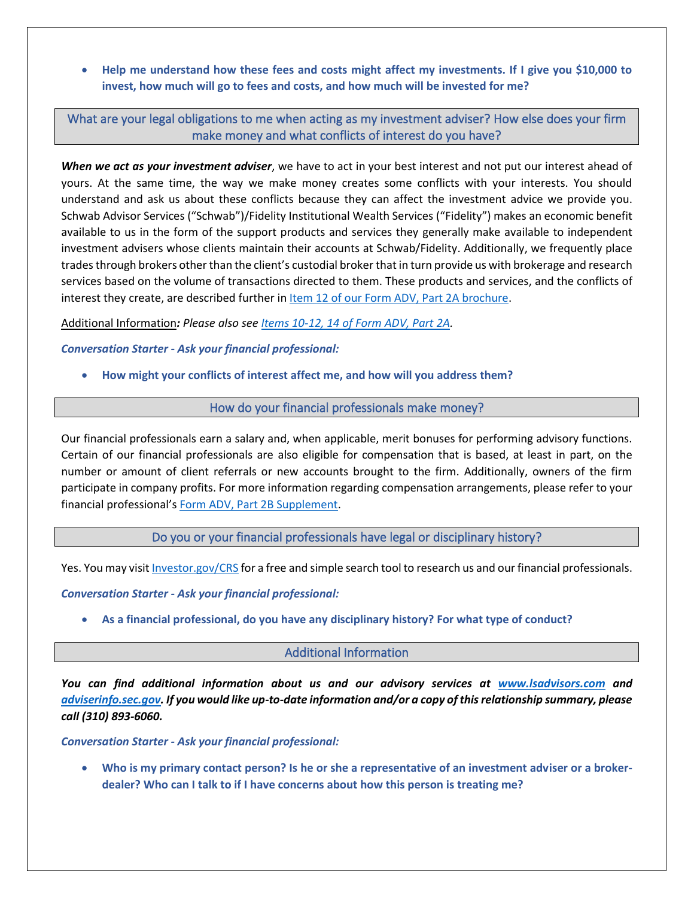- **Help me understand how these fees and costs might affect my investments. If I give you $10,000 to invest, how much will go to fees and costs, and how much will be invested for me?**

## What are your legal obligations to me when acting as my investment adviser? How else does your firm make money and what conflicts of interest do you have?

***When we act as your investment adviser***, we have to act in your best interest and not put our interest ahead of yours. At the same time, the way we make money creates some conflicts with your interests. You should understand and ask us about these conflicts because they can affect the investment advice we provide you. Schwab Advisor Services ("Schwab")/Fidelity Institutional Wealth Services ("Fidelity") makes an economic benefit available to us in the form of the support products and services they generally make available to independent investment advisers whose clients maintain their accounts at Schwab/Fidelity. Additionally, we frequently place trades through brokers other than the client's custodial broker that in turn provide us with brokerage and research services based on the volume of transactions directed to them. These products and services, and the conflicts of interest they create, are described further in Item 12 of our Form ADV, Part 2A brochure.

Additional Information***:*** *Please also see Items 10-12, 14 of Form ADV, Part 2A.*

***Conversation Starter - Ask your financial professional:***

- **How might your conflicts of interest affect me, and how will you address them?**

## How do your financial professionals make money?

Our financial professionals earn a salary and, when applicable, merit bonuses for performing advisory functions. Certain of our financial professionals are also eligible for compensation that is based, at least in part, on the number or amount of client referrals or new accounts brought to the firm. Additionally, owners of the firm participate in company profits. For more information regarding compensation arrangements, please refer to your financial professional's Form ADV, Part 2B Supplement.

## Do you or your financial professionals have legal or disciplinary history?

Yes. You may visit Investor.gov/CRS for a free and simple search tool to research us and our financial professionals.

***Conversation Starter - Ask your financial professional:***

- **As a financial professional, do you have any disciplinary history? For what type of conduct?**

## Additional Information

***You can find additional information about us and our advisory services at www.lsadvisors.com and adviserinfo.sec.gov. If you would like up-to-date information and/or a copy of this relationship summary, please call (310) 893-6060.***

***Conversation Starter - Ask your financial professional:***

- **Who is my primary contact person? Is he or she a representative of an investment adviser or a broker-dealer? Who can I talk to if I have concerns about how this person is treating me?**